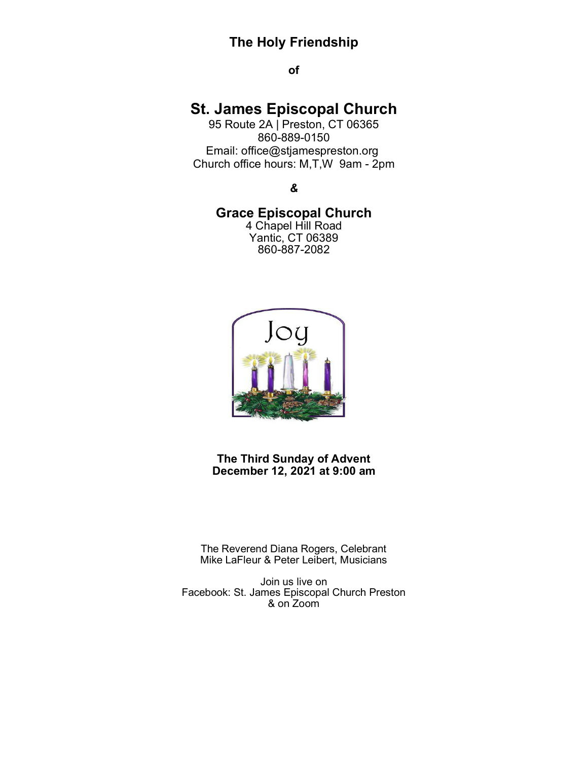**The Holy Friendship**

**of**

# St. James Episcopal Church

95 Route 2A | Preston, CT 06365
860-889-0150
Email: office@stjamespreston.org
Church office hours: M,T,W 9am - 2pm

**&**

## Grace Episcopal Church

4 Chapel Hill Road
Yantic, CT 06389
860-887-2082

**The Third Sunday of Advent**
**December 12, 2021 at 9:00 am**

The Reverend Diana Rogers, Celebrant
Mike LaFleur & Peter Leibert, Musicians

Join us live on
Facebook: St. James Episcopal Church Preston
& on Zoom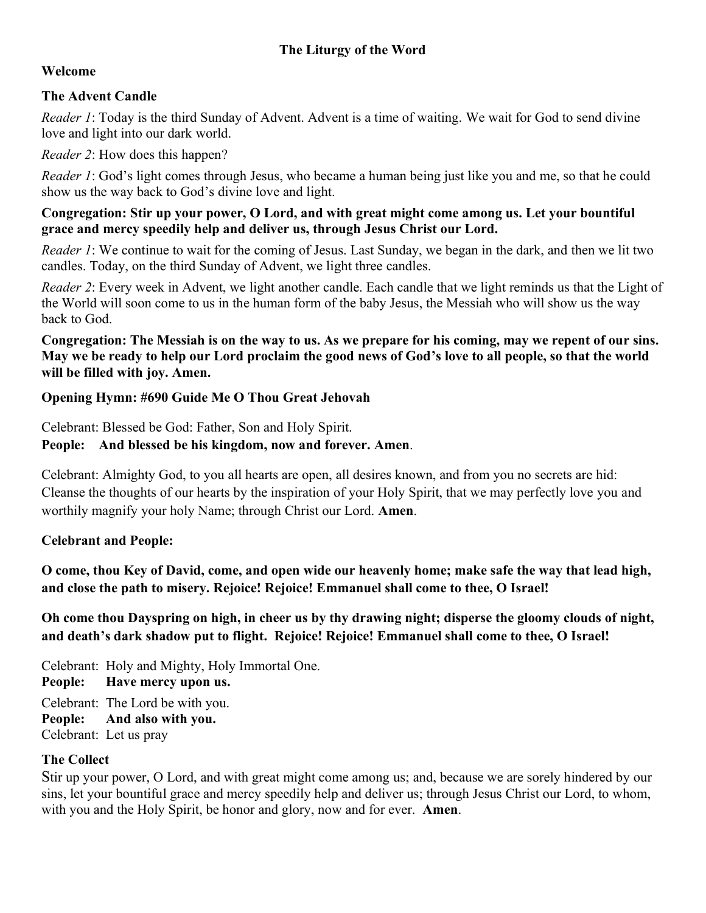## The Liturgy of the Word

### Welcome

### The Advent Candle

*Reader 1*: Today is the third Sunday of Advent. Advent is a time of waiting. We wait for God to send divine love and light into our dark world.

*Reader 2*: How does this happen?

*Reader 1*: God's light comes through Jesus, who became a human being just like you and me, so that he could show us the way back to God's divine love and light.

**Congregation: Stir up your power, O Lord, and with great might come among us. Let your bountiful grace and mercy speedily help and deliver us, through Jesus Christ our Lord.**

*Reader 1*: We continue to wait for the coming of Jesus. Last Sunday, we began in the dark, and then we lit two candles. Today, on the third Sunday of Advent, we light three candles.

*Reader 2*: Every week in Advent, we light another candle. Each candle that we light reminds us that the Light of the World will soon come to us in the human form of the baby Jesus, the Messiah who will show us the way back to God.

**Congregation: The Messiah is on the way to us. As we prepare for his coming, may we repent of our sins. May we be ready to help our Lord proclaim the good news of God's love to all people, so that the world will be filled with joy. Amen.**

### Opening Hymn: #690 Guide Me O Thou Great Jehovah

Celebrant: Blessed be God: Father, Son and Holy Spirit.
**People: And blessed be his kingdom, now and forever. Amen**.

Celebrant: Almighty God, to you all hearts are open, all desires known, and from you no secrets are hid: Cleanse the thoughts of our hearts by the inspiration of your Holy Spirit, that we may perfectly love you and worthily magnify your holy Name; through Christ our Lord. **Amen**.

**Celebrant and People:**

**O come, thou Key of David, come, and open wide our heavenly home; make safe the way that lead high, and close the path to misery. Rejoice! Rejoice! Emmanuel shall come to thee, O Israel!**

**Oh come thou Dayspring on high, in cheer us by thy drawing night; disperse the gloomy clouds of night, and death's dark shadow put to flight. Rejoice! Rejoice! Emmanuel shall come to thee, O Israel!**

Celebrant: Holy and Mighty, Holy Immortal One.
**People: Have mercy upon us.**

Celebrant: The Lord be with you.
**People: And also with you.**
Celebrant: Let us pray

### The Collect

Stir up your power, O Lord, and with great might come among us; and, because we are sorely hindered by our sins, let your bountiful grace and mercy speedily help and deliver us; through Jesus Christ our Lord, to whom, with you and the Holy Spirit, be honor and glory, now and for ever. **Amen**.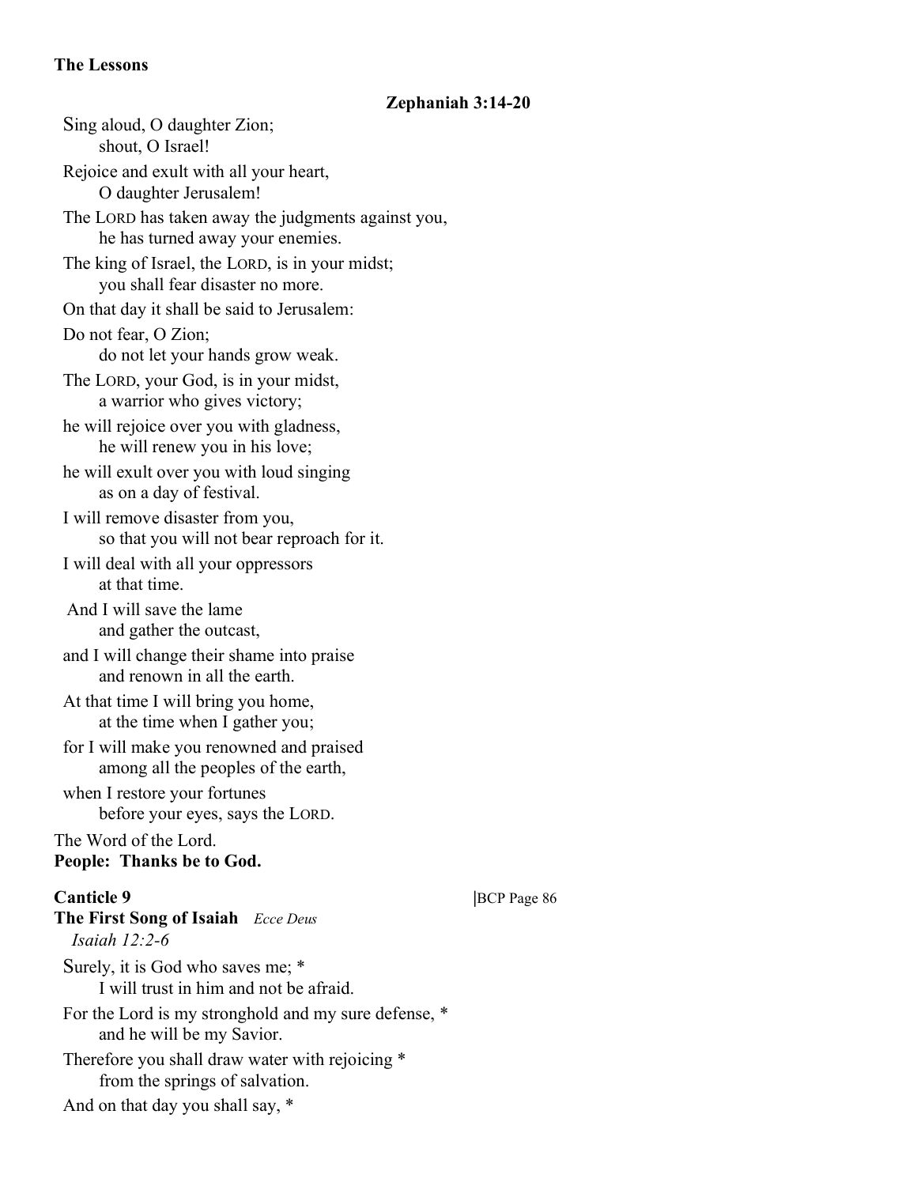## The Lessons

### Zephaniah 3:14-20

Sing aloud, O daughter Zion;
  shout, O Israel!
Rejoice and exult with all your heart,
  O daughter Jerusalem!
The LORD has taken away the judgments against you,
  he has turned away your enemies.
The king of Israel, the LORD, is in your midst;
  you shall fear disaster no more.
On that day it shall be said to Jerusalem:
Do not fear, O Zion;
  do not let your hands grow weak.
The LORD, your God, is in your midst,
  a warrior who gives victory;
he will rejoice over you with gladness,
  he will renew you in his love;
he will exult over you with loud singing
  as on a day of festival.
I will remove disaster from you,
  so that you will not bear reproach for it.
I will deal with all your oppressors
  at that time.
And I will save the lame
  and gather the outcast,
and I will change their shame into praise
  and renown in all the earth.
At that time I will bring you home,
  at the time when I gather you;
for I will make you renowned and praised
  among all the peoples of the earth,
when I restore your fortunes
  before your eyes, says the LORD.

The Word of the Lord.
**People: Thanks be to God.**

**Canticle 9** |BCP Page 86
**The First Song of Isaiah** *Ecce Deus*
*Isaiah 12:2-6*

Surely, it is God who saves me; *
  I will trust in him and not be afraid.
For the Lord is my stronghold and my sure defense, *
  and he will be my Savior.
Therefore you shall draw water with rejoicing *
  from the springs of salvation.
And on that day you shall say, *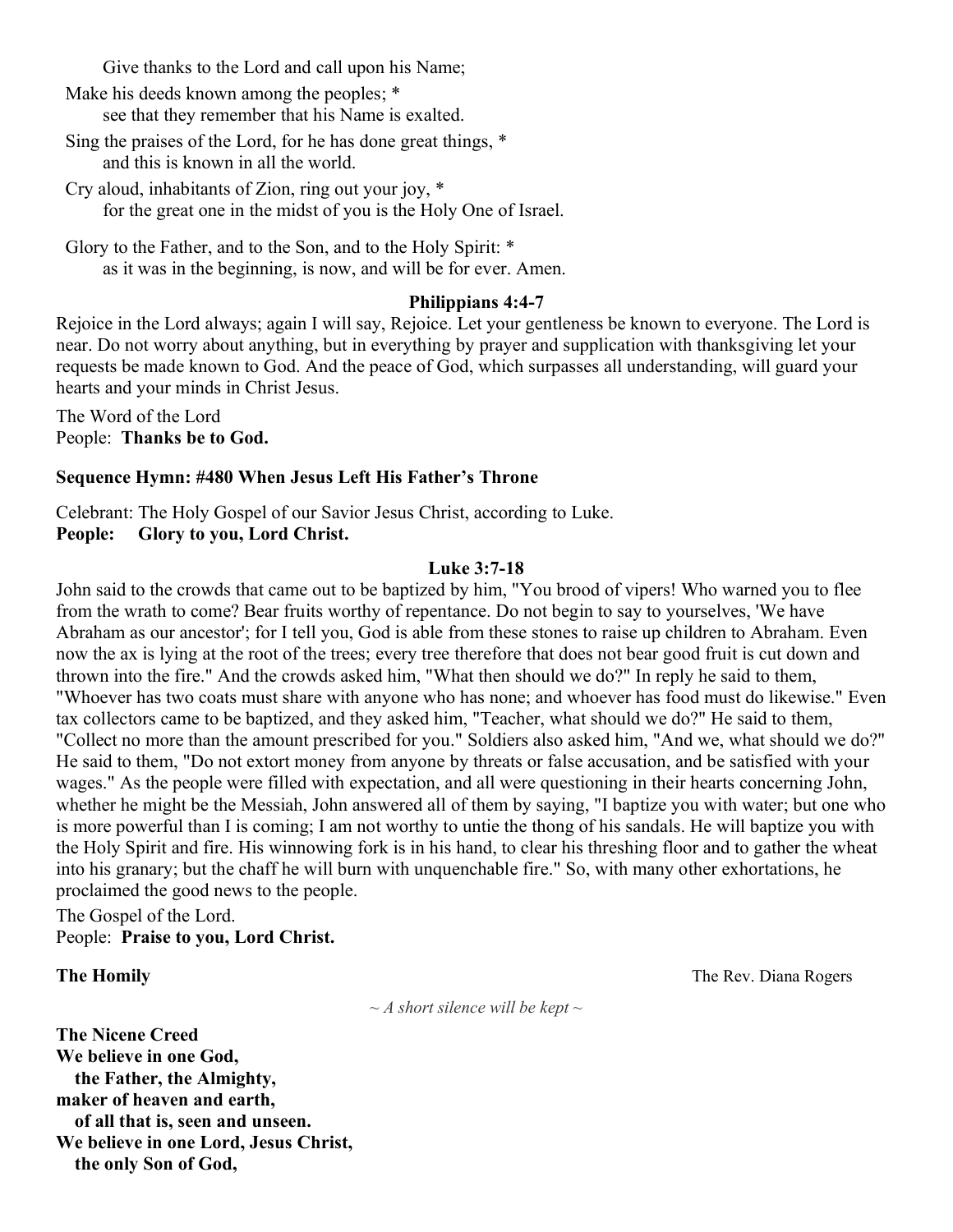Give thanks to the Lord and call upon his Name;

Make his deeds known among the peoples; *
see that they remember that his Name is exalted.

Sing the praises of the Lord, for he has done great things, *
and this is known in all the world.

Cry aloud, inhabitants of Zion, ring out your joy, *
for the great one in the midst of you is the Holy One of Israel.

Glory to the Father, and to the Son, and to the Holy Spirit: *
as it was in the beginning, is now, and will be for ever. Amen.

**Philippians 4:4-7**

Rejoice in the Lord always; again I will say, Rejoice. Let your gentleness be known to everyone. The Lord is near. Do not worry about anything, but in everything by prayer and supplication with thanksgiving let your requests be made known to God. And the peace of God, which surpasses all understanding, will guard your hearts and your minds in Christ Jesus.

The Word of the Lord
People: **Thanks be to God.**

**Sequence Hymn: #480 When Jesus Left His Father's Throne**

Celebrant: The Holy Gospel of our Savior Jesus Christ, according to Luke.
**People: Glory to you, Lord Christ.**

**Luke 3:7-18**

John said to the crowds that came out to be baptized by him, "You brood of vipers! Who warned you to flee from the wrath to come? Bear fruits worthy of repentance. Do not begin to say to yourselves, 'We have Abraham as our ancestor'; for I tell you, God is able from these stones to raise up children to Abraham. Even now the ax is lying at the root of the trees; every tree therefore that does not bear good fruit is cut down and thrown into the fire." And the crowds asked him, "What then should we do?" In reply he said to them, "Whoever has two coats must share with anyone who has none; and whoever has food must do likewise." Even tax collectors came to be baptized, and they asked him, "Teacher, what should we do?" He said to them, "Collect no more than the amount prescribed for you." Soldiers also asked him, "And we, what should we do?" He said to them, "Do not extort money from anyone by threats or false accusation, and be satisfied with your wages." As the people were filled with expectation, and all were questioning in their hearts concerning John, whether he might be the Messiah, John answered all of them by saying, "I baptize you with water; but one who is more powerful than I is coming; I am not worthy to untie the thong of his sandals. He will baptize you with the Holy Spirit and fire. His winnowing fork is in his hand, to clear his threshing floor and to gather the wheat into his granary; but the chaff he will burn with unquenchable fire." So, with many other exhortations, he proclaimed the good news to the people.

The Gospel of the Lord.
People: **Praise to you, Lord Christ.**

**The Homily** The Rev. Diana Rogers

*~ A short silence will be kept ~*

**The Nicene Creed**
**We believe in one God,**
**the Father, the Almighty,**
**maker of heaven and earth,**
**of all that is, seen and unseen.**
**We believe in one Lord, Jesus Christ,**
**the only Son of God,**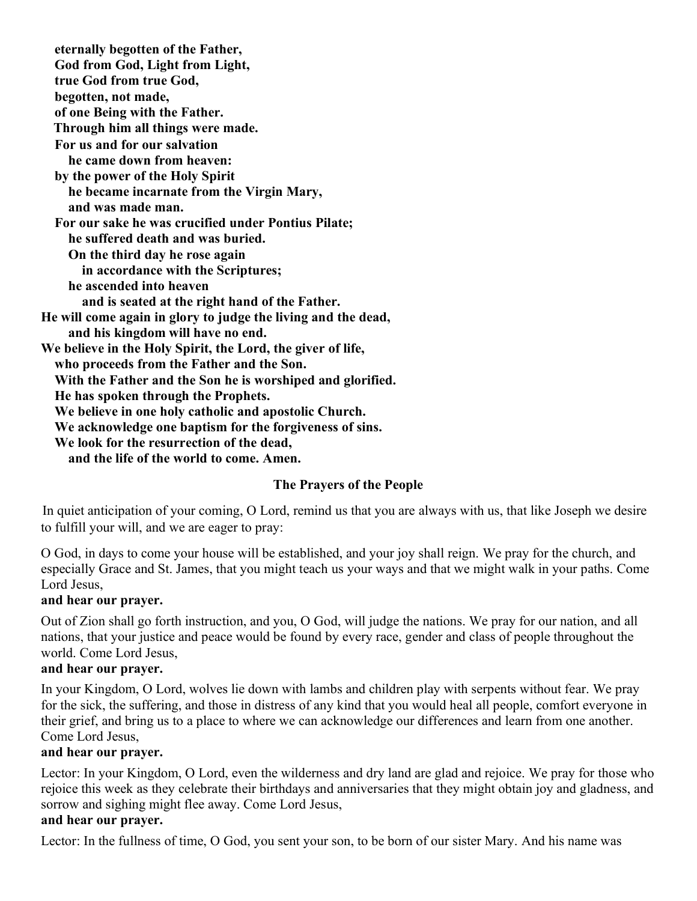**eternally begotten of the Father,**
**God from God, Light from Light,**
**true God from true God,**
**begotten, not made,**
**of one Being with the Father.**
**Through him all things were made.**
**For us and for our salvation**
**he came down from heaven:**
**by the power of the Holy Spirit**
**he became incarnate from the Virgin Mary,**
**and was made man.**
**For our sake he was crucified under Pontius Pilate;**
**he suffered death and was buried.**
**On the third day he rose again**
**in accordance with the Scriptures;**
**he ascended into heaven**
**and is seated at the right hand of the Father.**
**He will come again in glory to judge the living and the dead,**
**and his kingdom will have no end.**
**We believe in the Holy Spirit, the Lord, the giver of life,**
**who proceeds from the Father and the Son.**
**With the Father and the Son he is worshiped and glorified.**
**He has spoken through the Prophets.**
**We believe in one holy catholic and apostolic Church.**
**We acknowledge one baptism for the forgiveness of sins.**
**We look for the resurrection of the dead,**
**and the life of the world to come. Amen.**

### The Prayers of the People

In quiet anticipation of your coming, O Lord, remind us that you are always with us, that like Joseph we desire to fulfill your will, and we are eager to pray:

O God, in days to come your house will be established, and your joy shall reign. We pray for the church, and especially Grace and St. James, that you might teach us your ways and that we might walk in your paths. Come Lord Jesus,
**and hear our prayer.**

Out of Zion shall go forth instruction, and you, O God, will judge the nations. We pray for our nation, and all nations, that your justice and peace would be found by every race, gender and class of people throughout the world. Come Lord Jesus,
**and hear our prayer.**

In your Kingdom, O Lord, wolves lie down with lambs and children play with serpents without fear. We pray for the sick, the suffering, and those in distress of any kind that you would heal all people, comfort everyone in their grief, and bring us to a place to where we can acknowledge our differences and learn from one another. Come Lord Jesus,
**and hear our prayer.**

Lector: In your Kingdom, O Lord, even the wilderness and dry land are glad and rejoice. We pray for those who rejoice this week as they celebrate their birthdays and anniversaries that they might obtain joy and gladness, and sorrow and sighing might flee away. Come Lord Jesus,
**and hear our prayer.**

Lector: In the fullness of time, O God, you sent your son, to be born of our sister Mary. And his name was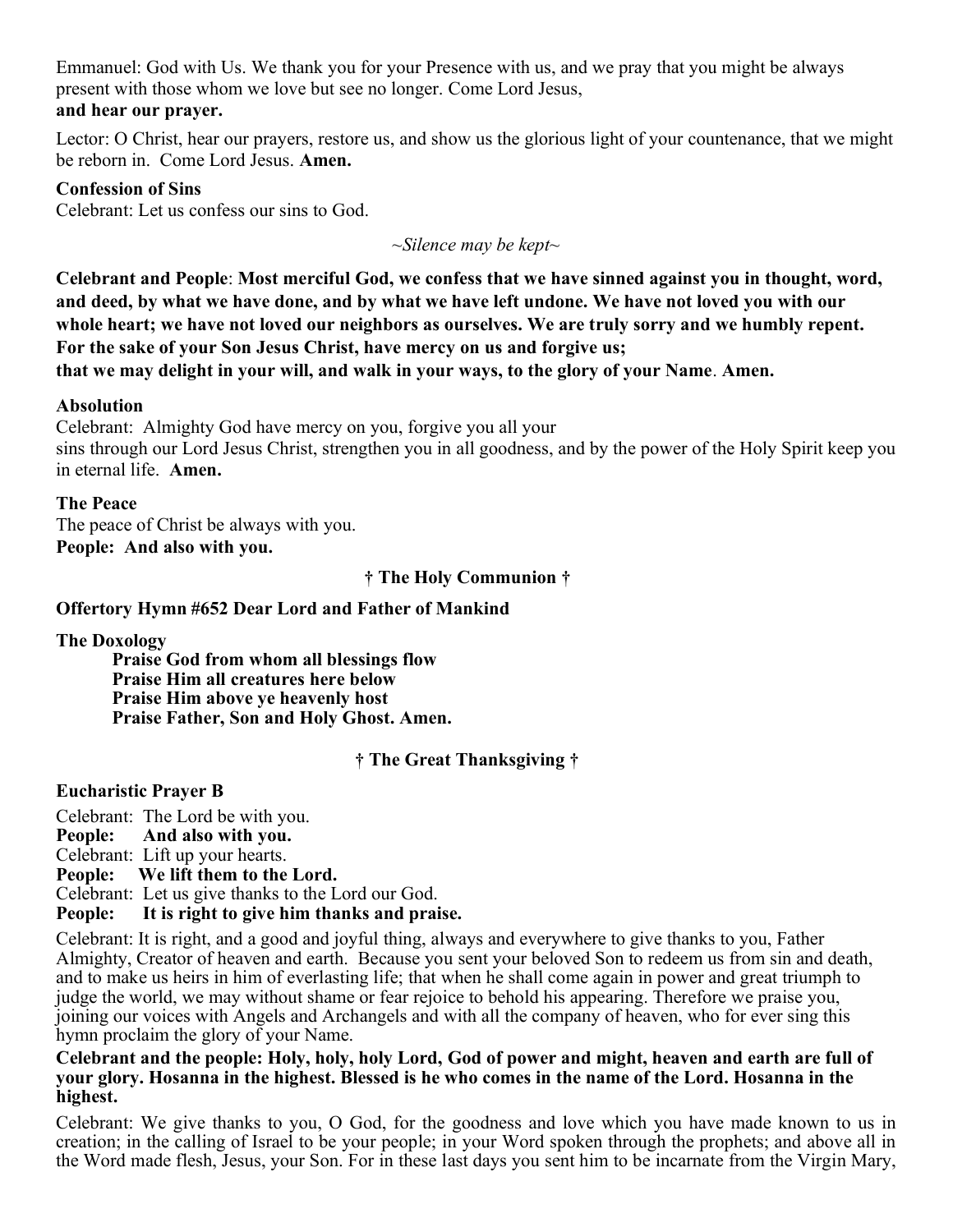Emmanuel: God with Us. We thank you for your Presence with us, and we pray that you might be always present with those whom we love but see no longer. Come Lord Jesus,
**and hear our prayer.**

Lector: O Christ, hear our prayers, restore us, and show us the glorious light of your countenance, that we might be reborn in. Come Lord Jesus. **Amen.**

**Confession of Sins**
Celebrant: Let us confess our sins to God.

*~Silence may be kept~*

**Celebrant and People**: **Most merciful God, we confess that we have sinned against you in thought, word, and deed, by what we have done, and by what we have left undone. We have not loved you with our whole heart; we have not loved our neighbors as ourselves. We are truly sorry and we humbly repent. For the sake of your Son Jesus Christ, have mercy on us and forgive us;
that we may delight in your will, and walk in your ways, to the glory of your Name**. **Amen.**

**Absolution**
Celebrant: Almighty God have mercy on you, forgive you all your
sins through our Lord Jesus Christ, strengthen you in all goodness, and by the power of the Holy Spirit keep you in eternal life. **Amen.**

**The Peace**
The peace of Christ be always with you.
**People: And also with you.**

**† The Holy Communion †**

**Offertory Hymn #652 Dear Lord and Father of Mankind**

**The Doxology**
**Praise God from whom all blessings flow**
**Praise Him all creatures here below**
**Praise Him above ye heavenly host**
**Praise Father, Son and Holy Ghost. Amen.**

**† The Great Thanksgiving †**

**Eucharistic Prayer B**

Celebrant: The Lord be with you.
**People: And also with you.**
Celebrant: Lift up your hearts.
**People: We lift them to the Lord.**
Celebrant: Let us give thanks to the Lord our God.
**People: It is right to give him thanks and praise.**

Celebrant: It is right, and a good and joyful thing, always and everywhere to give thanks to you, Father Almighty, Creator of heaven and earth. Because you sent your beloved Son to redeem us from sin and death, and to make us heirs in him of everlasting life; that when he shall come again in power and great triumph to judge the world, we may without shame or fear rejoice to behold his appearing. Therefore we praise you, joining our voices with Angels and Archangels and with all the company of heaven, who for ever sing this hymn proclaim the glory of your Name.

**Celebrant and the people: Holy, holy, holy Lord, God of power and might, heaven and earth are full of your glory. Hosanna in the highest. Blessed is he who comes in the name of the Lord. Hosanna in the highest.**

Celebrant: We give thanks to you, O God, for the goodness and love which you have made known to us in creation; in the calling of Israel to be your people; in your Word spoken through the prophets; and above all in the Word made flesh, Jesus, your Son. For in these last days you sent him to be incarnate from the Virgin Mary,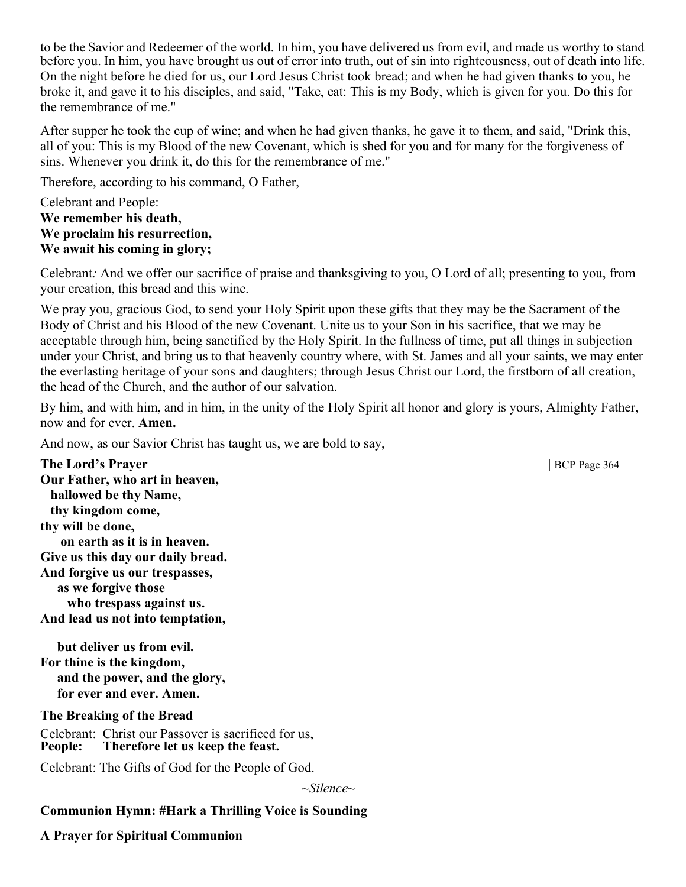to be the Savior and Redeemer of the world. In him, you have delivered us from evil, and made us worthy to stand before you. In him, you have brought us out of error into truth, out of sin into righteousness, out of death into life. On the night before he died for us, our Lord Jesus Christ took bread; and when he had given thanks to you, he broke it, and gave it to his disciples, and said, "Take, eat: This is my Body, which is given for you. Do this for the remembrance of me."

After supper he took the cup of wine; and when he had given thanks, he gave it to them, and said, "Drink this, all of you: This is my Blood of the new Covenant, which is shed for you and for many for the forgiveness of sins. Whenever you drink it, do this for the remembrance of me."

Therefore, according to his command, O Father,

Celebrant and People:
**We remember his death,**
**We proclaim his resurrection,**
**We await his coming in glory;**

Celebrant*:* And we offer our sacrifice of praise and thanksgiving to you, O Lord of all; presenting to you, from your creation, this bread and this wine.

We pray you, gracious God, to send your Holy Spirit upon these gifts that they may be the Sacrament of the Body of Christ and his Blood of the new Covenant. Unite us to your Son in his sacrifice, that we may be acceptable through him, being sanctified by the Holy Spirit. In the fullness of time, put all things in subjection under your Christ, and bring us to that heavenly country where, with St. James and all your saints, we may enter the everlasting heritage of your sons and daughters; through Jesus Christ our Lord, the firstborn of all creation, the head of the Church, and the author of our salvation.

By him, and with him, and in him, in the unity of the Holy Spirit all honor and glory is yours, Almighty Father, now and for ever. **Amen.**

And now, as our Savior Christ has taught us, we are bold to say,

**The Lord's Prayer** | BCP Page 364

**Our Father, who art in heaven,**
**hallowed be thy Name,**
**thy kingdom come,**
**thy will be done,**
**on earth as it is in heaven.**
**Give us this day our daily bread.**
**And forgive us our trespasses,**
**as we forgive those**
**who trespass against us.**
**And lead us not into temptation,**
**but deliver us from evil.**
**For thine is the kingdom,**
**and the power, and the glory,**
**for ever and ever. Amen.**

**The Breaking of the Bread**

Celebrant: Christ our Passover is sacrificed for us,
**People: Therefore let us keep the feast.**

Celebrant: The Gifts of God for the People of God.

*~Silence~*

**Communion Hymn: #Hark a Thrilling Voice is Sounding**

**A Prayer for Spiritual Communion**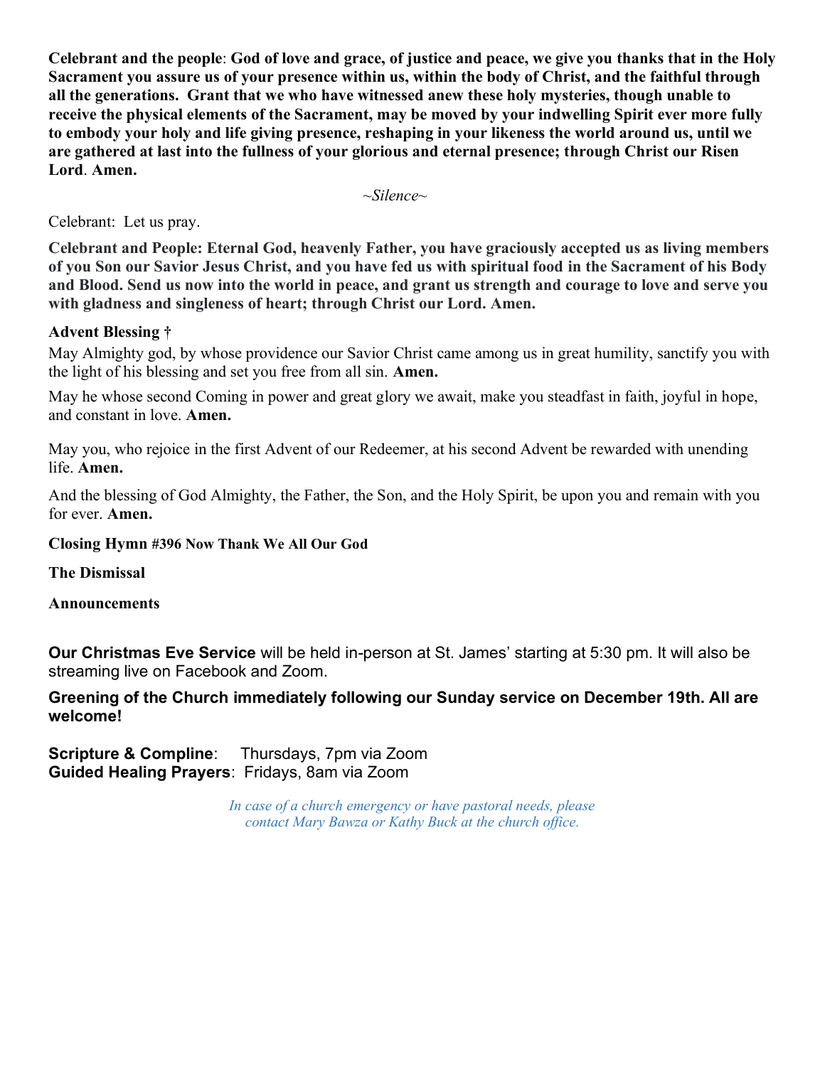**Celebrant and the people**: **God of love and grace, of justice and peace, we give you thanks that in the Holy Sacrament you assure us of your presence within us, within the body of Christ, and the faithful through all the generations. Grant that we who have witnessed anew these holy mysteries, though unable to receive the physical elements of the Sacrament, may be moved by your indwelling Spirit ever more fully to embody your holy and life giving presence, reshaping in your likeness the world around us, until we are gathered at last into the fullness of your glorious and eternal presence; through Christ our Risen Lord**. **Amen.**

*~Silence~*

Celebrant: Let us pray.

**Celebrant and People: Eternal God, heavenly Father, you have graciously accepted us as living members of you Son our Savior Jesus Christ, and you have fed us with spiritual food in the Sacrament of his Body and Blood. Send us now into the world in peace, and grant us strength and courage to love and serve you with gladness and singleness of heart; through Christ our Lord. Amen.**

**Advent Blessing †**

May Almighty god, by whose providence our Savior Christ came among us in great humility, sanctify you with the light of his blessing and set you free from all sin. **Amen.**

May he whose second Coming in power and great glory we await, make you steadfast in faith, joyful in hope, and constant in love. **Amen.**

May you, who rejoice in the first Advent of our Redeemer, at his second Advent be rewarded with unending life. **Amen.**

And the blessing of God Almighty, the Father, the Son, and the Holy Spirit, be upon you and remain with you for ever. **Amen.**

**Closing Hymn #396 Now Thank We All Our God**

**The Dismissal**

**Announcements**

**Our Christmas Eve Service** will be held in-person at St. James' starting at 5:30 pm. It will also be streaming live on Facebook and Zoom.

**Greening of the Church immediately following our Sunday service on December 19th. All are welcome!**

**Scripture & Compline**: Thursdays, 7pm via Zoom
**Guided Healing Prayers**: Fridays, 8am via Zoom

*In case of a church emergency or have pastoral needs, please contact Mary Bawza or Kathy Buck at the church office.*